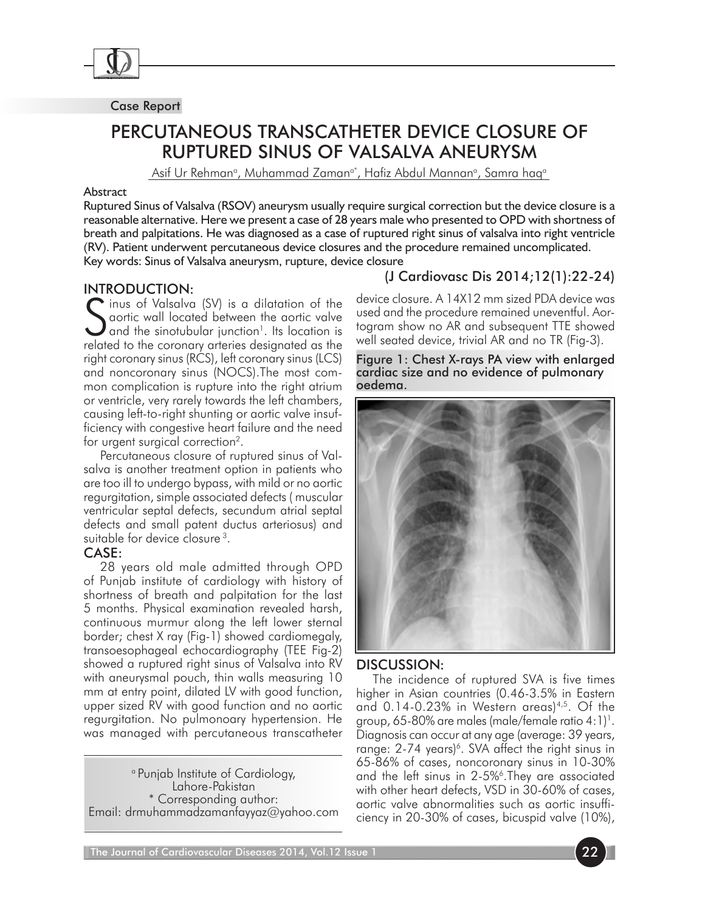Case Report

# PERCUTANEOUS TRANSCATHETER DEVICE CLOSURE OF RUPTURED SINUS OF VALSALVA ANEURYSM

Asif Ur Rehman[a], Muhammad Zaman[a*], Hafiz Abdul Mannan[a], Samra haq[a]

**Abstract**

Ruptured Sinus of Valsalva (RSOV) aneurysm usually require surgical correction but the device closure is a reasonable alternative. Here we present a case of 28 years male who presented to OPD with shortness of breath and palpitations. He was diagnosed as a case of ruptured right sinus of valsalva into right ventricle (RV). Patient underwent percutaneous device closures and the procedure remained uncomplicated.

Key words: Sinus of Valsalva aneurysm, rupture, device closure

(J Cardiovasc Dis 2014;12(1):22-24)

## INTRODUCTION:

Sinus of Valsalva (SV) is a dilatation of the aortic wall located between the aortic valve and the sinotubular junction[1]. Its location is related to the coronary arteries designated as the right coronary sinus (RCS), left coronary sinus (LCS) and noncoronary sinus (NOCS).The most common complication is rupture into the right atrium or ventricle, very rarely towards the left chambers, causing left-to-right shunting or aortic valve insufficiency with congestive heart failure and the need for urgent surgical correction[2].

Percutaneous closure of ruptured sinus of Valsalva is another treatment option in patients who are too ill to undergo bypass, with mild or no aortic regurgitation, simple associated defects ( muscular ventricular septal defects, secundum atrial septal defects and small patent ductus arteriosus) and suitable for device closure[3].

## CASE:

28 years old male admitted through OPD of Punjab institute of cardiology with history of shortness of breath and palpitation for the last 5 months. Physical examination revealed harsh, continuous murmur along the left lower sternal border; chest X ray (Fig-1) showed cardiomegaly, transoesophageal echocardiography (TEE Fig-2) showed a ruptured right sinus of Valsalva into RV with aneurysmal pouch, thin walls measuring 10 mm at entry point, dilated LV with good function, upper sized RV with good function and no aortic regurgitation. No pulmonoary hypertension. He was managed with percutaneous transcatheter device closure. A 14X12 mm sized PDA device was used and the procedure remained uneventful. Aortogram show no AR and subsequent TTE showed well seated device, trivial AR and no TR (Fig-3).

Figure 1: Chest X-rays PA view with enlarged cardiac size and no evidence of pulmonary oedema.

## DISCUSSION:

The incidence of ruptured SVA is five times higher in Asian countries (0.46-3.5% in Eastern and 0.14-0.23% in Western areas)[4,5]. Of the group, 65-80% are males (male/female ratio 4:1)[1]. Diagnosis can occur at any age (average: 39 years, range: 2-74 years)[6]. SVA affect the right sinus in 65-86% of cases, noncoronary sinus in 10-30% and the left sinus in 2-5%[6].They are associated with other heart defects, VSD in 30-60% of cases, aortic valve abnormalities such as aortic insufficiency in 20-30% of cases, bicuspid valve (10%),

[a] Punjab Institute of Cardiology, Lahore-Pakistan
* Corresponding author:
Email: drmuhammadzamanfayyaz@yahoo.com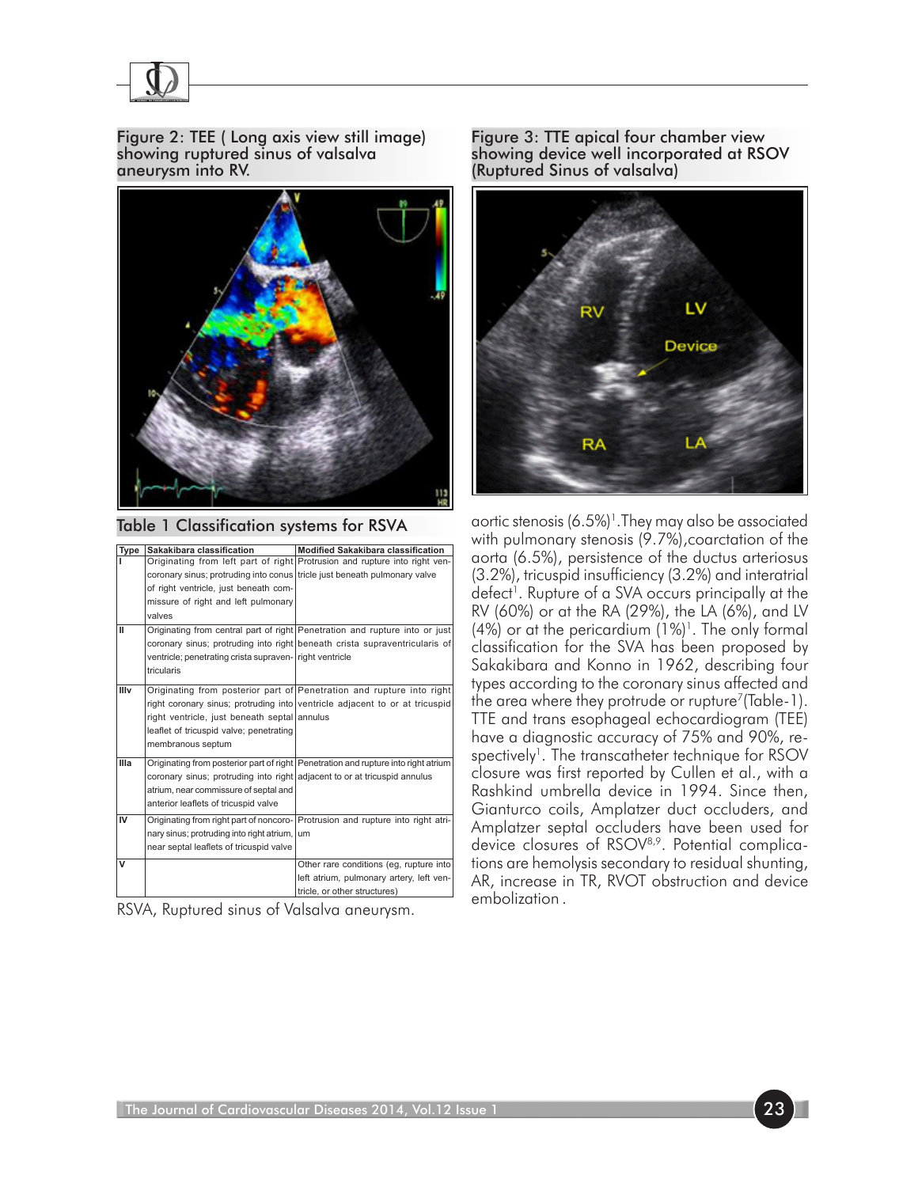Figure 2: TEE ( Long axis view still image) showing ruptured sinus of valsalva aneurysm into RV.

Table 1 Classification systems for RSVA

| Type | Sakakibara classification | Modified Sakakibara classification |
|---|---|---|
| I | Originating from left part of right coronary sinus; protruding into conus of right ventricle, just beneath commissure of right and left pulmonary valves | Protrusion and rupture into right ventricle just beneath pulmonary valve |
| II | Originating from central part of right coronary sinus; protruding into right ventricle; penetrating crista supraventricularis | Penetration and rupture into or just beneath crista supraventricularis of right ventricle |
| IIIv | Originating from posterior part of right coronary sinus; protruding into right ventricle, just beneath septal leaflet of tricuspid valve; penetrating membranous septum | Penetration and rupture into right ventricle adjacent to or at tricuspid annulus |
| IIIa | Originating from posterior part of right coronary sinus; protruding into right atrium, near commissure of septal and anterior leaflets of tricuspid valve | Penetration and rupture into right atrium adjacent to or at tricuspid annulus |
| IV | Originating from right part of noncoronary sinus; protruding into right atrium, near septal leaflets of tricuspid valve | Protrusion and rupture into right atrium |
| V | | Other rare conditions (eg, rupture into left atrium, pulmonary artery, left ventricle, or other structures) |

RSVA, Ruptured sinus of Valsalva aneurysm.

Figure 3: TTE apical four chamber view showing device well incorporated at RSOV (Ruptured Sinus of valsalva)

aortic stenosis (6.5%)[1].They may also be associated with pulmonary stenosis (9.7%),coarctation of the aorta (6.5%), persistence of the ductus arteriosus (3.2%), tricuspid insufficiency (3.2%) and interatrial defect[1]. Rupture of a SVA occurs principally at the RV (60%) or at the RA (29%), the LA (6%), and LV (4%) or at the pericardium (1%)[1]. The only formal classification for the SVA has been proposed by Sakakibara and Konno in 1962, describing four types according to the coronary sinus affected and the area where they protrude or rupture[7](Table-1). TTE and trans esophageal echocardiogram (TEE) have a diagnostic accuracy of 75% and 90%, respectively[1]. The transcatheter technique for RSOV closure was first reported by Cullen et al., with a Rashkind umbrella device in 1994. Since then, Gianturco coils, Amplatzer duct occluders, and Amplatzer septal occluders have been used for device closures of RSOV[8,9]. Potential complications are hemolysis secondary to residual shunting, AR, increase in TR, RVOT obstruction and device embolization .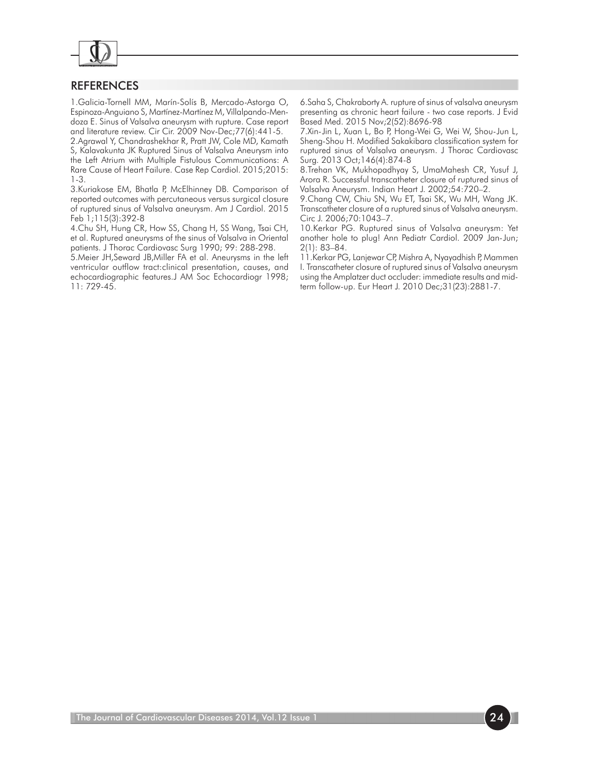## REFERENCES

1.Galicia-Tornell MM, Marín-Solís B, Mercado-Astorga O, Espinoza-Anguiano S, Martínez-Martínez M, Villalpando-Mendoza E. Sinus of Valsalva aneurysm with rupture. Case report and literature review. Cir Cir. 2009 Nov-Dec;77(6):441-5.

2.Agrawal Y, Chandrashekhar R, Pratt JW, Cole MD, Kamath S, Kalavakunta JK Ruptured Sinus of Valsalva Aneurysm into the Left Atrium with Multiple Fistulous Communications: A Rare Cause of Heart Failure. Case Rep Cardiol. 2015;2015: 1-3.

3.Kuriakose EM, Bhatla P, McElhinney DB. Comparison of reported outcomes with percutaneous versus surgical closure of ruptured sinus of Valsalva aneurysm. Am J Cardiol. 2015 Feb 1;115(3):392-8

4.Chu SH, Hung CR, How SS, Chang H, SS Wang, Tsai CH, et al. Ruptured aneurysms of the sinus of Valsalva in Oriental patients. J Thorac Cardiovasc Surg 1990; 99: 288-298.

5.Meier JH,Seward JB,Miller FA et al. Aneurysms in the left ventricular outflow tract:clinical presentation, causes, and echocardiographic features.J AM Soc Echocardiogr 1998; 11: 729-45.

6.Saha S, Chakraborty A. rupture of sinus of valsalva aneurysm presenting as chronic heart failure - two case reports. J Evid Based Med. 2015 Nov;2(52):8696-98

7.Xin-Jin L, Xuan L, Bo P, Hong-Wei G, Wei W, Shou-Jun L, Sheng-Shou H. Modified Sakakibara classification system for ruptured sinus of Valsalva aneurysm. J Thorac Cardiovasc Surg. 2013 Oct;146(4):874-8

8.Trehan VK, Mukhopadhyay S, UmaMahesh CR, Yusuf J, Arora R. Successful transcatheter closure of ruptured sinus of Valsalva Aneurysm. Indian Heart J. 2002;54:720–2.

9.Chang CW, Chiu SN, Wu ET, Tsai SK, Wu MH, Wang JK. Transcatheter closure of a ruptured sinus of Valsalva aneurysm. Circ J. 2006;70:1043–7.

10.Kerkar PG. Ruptured sinus of Valsalva aneurysm: Yet another hole to plug! Ann Pediatr Cardiol. 2009 Jan-Jun; 2(1): 83–84.

11.Kerkar PG, Lanjewar CP, Mishra A, Nyayadhish P, Mammen I. Transcatheter closure of ruptured sinus of Valsalva aneurysm using the Amplatzer duct occluder: immediate results and mid-term follow-up. Eur Heart J. 2010 Dec;31(23):2881-7.